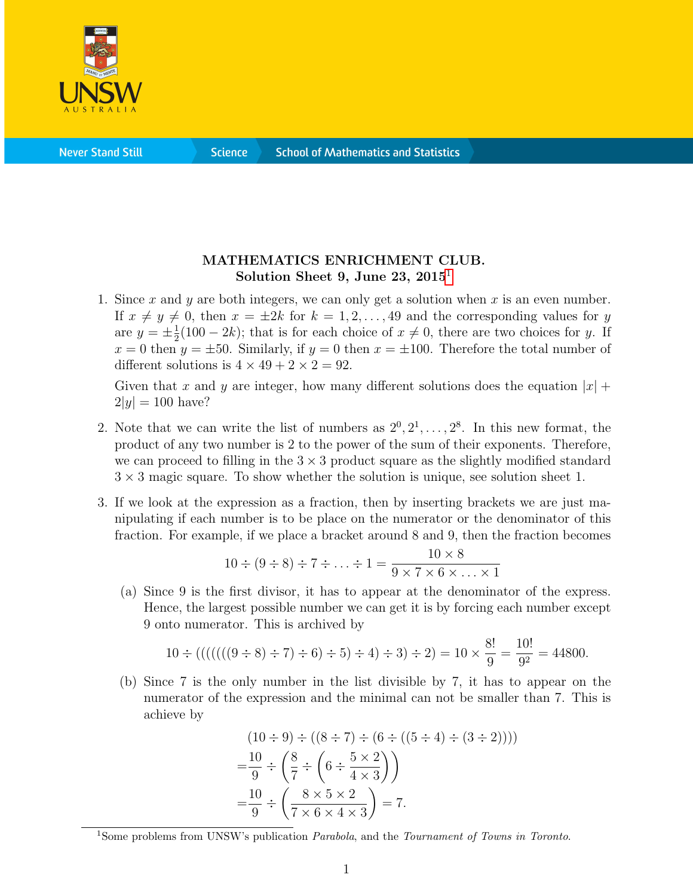**MATHEMATICS ENRICHMENT CLUB.**
**Solution Sheet 9, June 23, 2015**[1]

1. Since $x$ and $y$ are both integers, we can only get a solution when $x$ is an even number. If $x \neq y \neq 0$, then $x = \pm 2k$ for $k = 1, 2, \ldots, 49$ and the corresponding values for $y$ are $y = \pm\frac{1}{2}(100 - 2k)$; that is for each choice of $x \neq 0$, there are two choices for $y$. If $x = 0$ then $y = \pm 50$. Similarly, if $y = 0$ then $x = \pm 100$. Therefore the total number of different solutions is $4 \times 49 + 2 \times 2 = 92$.

   Given that $x$ and $y$ are integer, how many different solutions does the equation $|x| + 2|y| = 100$ have?

2. Note that we can write the list of numbers as $2^0, 2^1, \ldots, 2^8$. In this new format, the product of any two number is 2 to the power of the sum of their exponents. Therefore, we can proceed to filling in the $3 \times 3$ product square as the slightly modified standard $3 \times 3$ magic square. To show whether the solution is unique, see solution sheet 1.

3. If we look at the expression as a fraction, then by inserting brackets we are just manipulating if each number is to be place on the numerator or the denominator of this fraction. For example, if we place a bracket around 8 and 9, then the fraction becomes

   $$10 \div (9 \div 8) \div 7 \div \ldots \div 1 = \frac{10 \times 8}{9 \times 7 \times 6 \times \ldots \times 1}$$

   (a) Since 9 is the first divisor, it has to appear at the denominator of the express. Hence, the largest possible number we can get it is by forcing each number except 9 onto numerator. This is archived by

   $$10 \div (((((((9 \div 8) \div 7) \div 6) \div 5) \div 4) \div 3) \div 2) = 10 \times \frac{8!}{9} = \frac{10!}{9^2} = 44800.$$

   (b) Since 7 is the only number in the list divisible by 7, it has to appear on the numerator of the expression and the minimal can not be smaller than 7. This is achieve by

   $$\begin{aligned} &(10 \div 9) \div ((8 \div 7) \div (6 \div ((5 \div 4) \div (3 \div 2)))) \\ =&\frac{10}{9} \div \left(\frac{8}{7} \div \left(6 \div \frac{5 \times 2}{4 \times 3}\right)\right) \\ =&\frac{10}{9} \div \left(\frac{8 \times 5 \times 2}{7 \times 6 \times 4 \times 3}\right) = 7. \end{aligned}$$

[1] Some problems from UNSW's publication *Parabola*, and the *Tournament of Towns in Toronto*.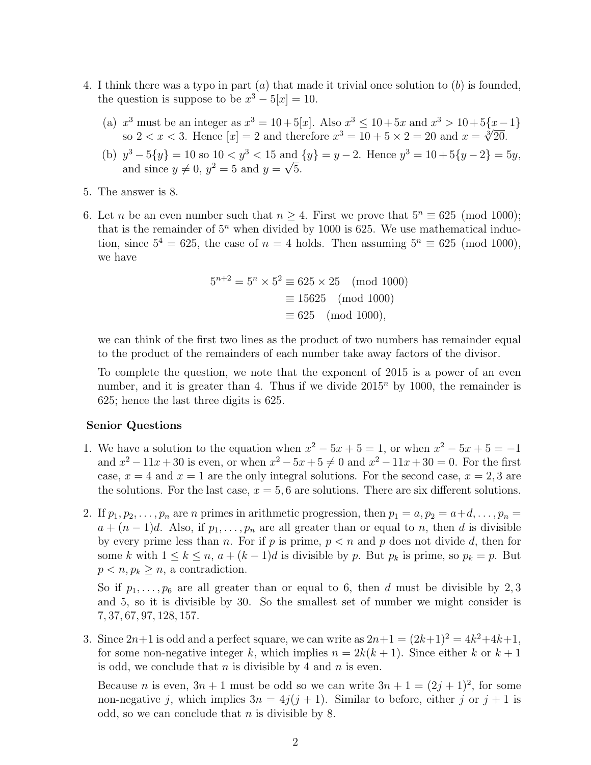4. I think there was a typo in part $(a)$ that made it trivial once solution to $(b)$ is founded, the question is suppose to be $x^3 - 5[x] = 10$.

   (a) $x^3$ must be an integer as $x^3 = 10 + 5[x]$. Also $x^3 \leq 10 + 5x$ and $x^3 > 10 + 5\{x - 1\}$ so $2 < x < 3$. Hence $[x] = 2$ and therefore $x^3 = 10 + 5 \times 2 = 20$ and $x = \sqrt[3]{20}$.

   (b) $y^3 - 5\{y\} = 10$ so $10 < y^3 < 15$ and $\{y\} = y - 2$. Hence $y^3 = 10 + 5\{y - 2\} = 5y$, and since $y \neq 0$, $y^2 = 5$ and $y = \sqrt{5}$.

5. The answer is 8.

6. Let $n$ be an even number such that $n \geq 4$. First we prove that $5^n \equiv 625 \pmod{1000}$; that is the remainder of $5^n$ when divided by 1000 is 625. We use mathematical induction, since $5^4 = 625$, the case of $n = 4$ holds. Then assuming $5^n \equiv 625 \pmod{1000}$, we have

$$\begin{aligned} 5^{n+2} = 5^n \times 5^2 &\equiv 625 \times 25 \pmod{1000} \\ &\equiv 15625 \pmod{1000} \\ &\equiv 625 \pmod{1000}, \end{aligned}$$

   we can think of the first two lines as the product of two numbers has remainder equal to the product of the remainders of each number take away factors of the divisor.

   To complete the question, we note that the exponent of 2015 is a power of an even number, and it is greater than 4. Thus if we divide $2015^n$ by 1000, the remainder is 625; hence the last three digits is 625.

**Senior Questions**

1. We have a solution to the equation when $x^2 - 5x + 5 = 1$, or when $x^2 - 5x + 5 = -1$ and $x^2 - 11x + 30$ is even, or when $x^2 - 5x + 5 \neq 0$ and $x^2 - 11x + 30 = 0$. For the first case, $x = 4$ and $x = 1$ are the only integral solutions. For the second case, $x = 2, 3$ are the solutions. For the last case, $x = 5, 6$ are solutions. There are six different solutions.

2. If $p_1, p_2, \ldots, p_n$ are $n$ primes in arithmetic progression, then $p_1 = a, p_2 = a + d, \ldots, p_n = a + (n-1)d$. Also, if $p_1, \ldots, p_n$ are all greater than or equal to $n$, then $d$ is divisible by every prime less than $n$. For if $p$ is prime, $p < n$ and $p$ does not divide $d$, then for some $k$ with $1 \leq k \leq n$, $a + (k-1)d$ is divisible by $p$. But $p_k$ is prime, so $p_k = p$. But $p < n, p_k \geq n$, a contradiction.

   So if $p_1, \ldots, p_6$ are all greater than or equal to 6, then $d$ must be divisible by $2, 3$ and 5, so it is divisible by 30. So the smallest set of number we might consider is $7, 37, 67, 97, 128, 157$.

3. Since $2n+1$ is odd and a perfect square, we can write as $2n+1 = (2k+1)^2 = 4k^2+4k+1$, for some non-negative integer $k$, which implies $n = 2k(k+1)$. Since either $k$ or $k+1$ is odd, we conclude that $n$ is divisible by 4 and $n$ is even.

   Because $n$ is even, $3n + 1$ must be odd so we can write $3n + 1 = (2j + 1)^2$, for some non-negative $j$, which implies $3n = 4j(j + 1)$. Similar to before, either $j$ or $j + 1$ is odd, so we can conclude that $n$ is divisible by 8.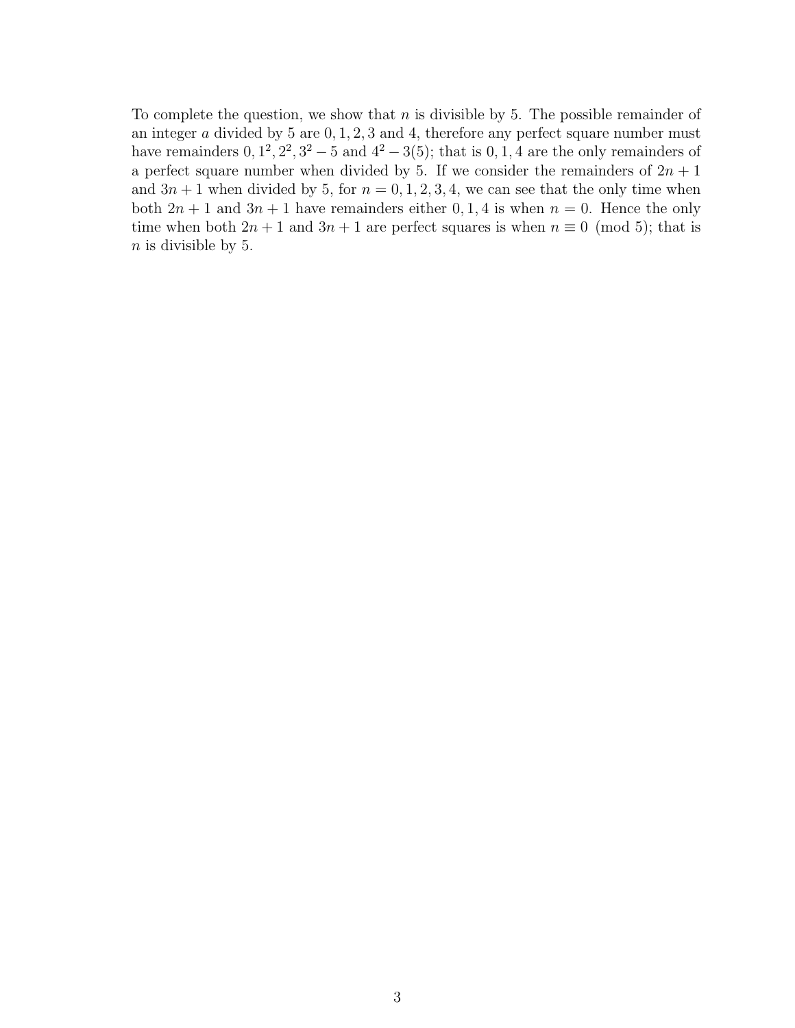To complete the question, we show that $n$ is divisible by 5. The possible remainder of an integer $a$ divided by 5 are $0, 1, 2, 3$ and $4$, therefore any perfect square number must have remainders $0, 1^2, 2^2, 3^2 - 5$ and $4^2 - 3(5)$; that is $0, 1, 4$ are the only remainders of a perfect square number when divided by 5. If we consider the remainders of $2n + 1$ and $3n + 1$ when divided by 5, for $n = 0, 1, 2, 3, 4$, we can see that the only time when both $2n + 1$ and $3n + 1$ have remainders either $0, 1, 4$ is when $n = 0$. Hence the only time when both $2n + 1$ and $3n + 1$ are perfect squares is when $n \equiv 0 \pmod 5$; that is $n$ is divisible by 5.